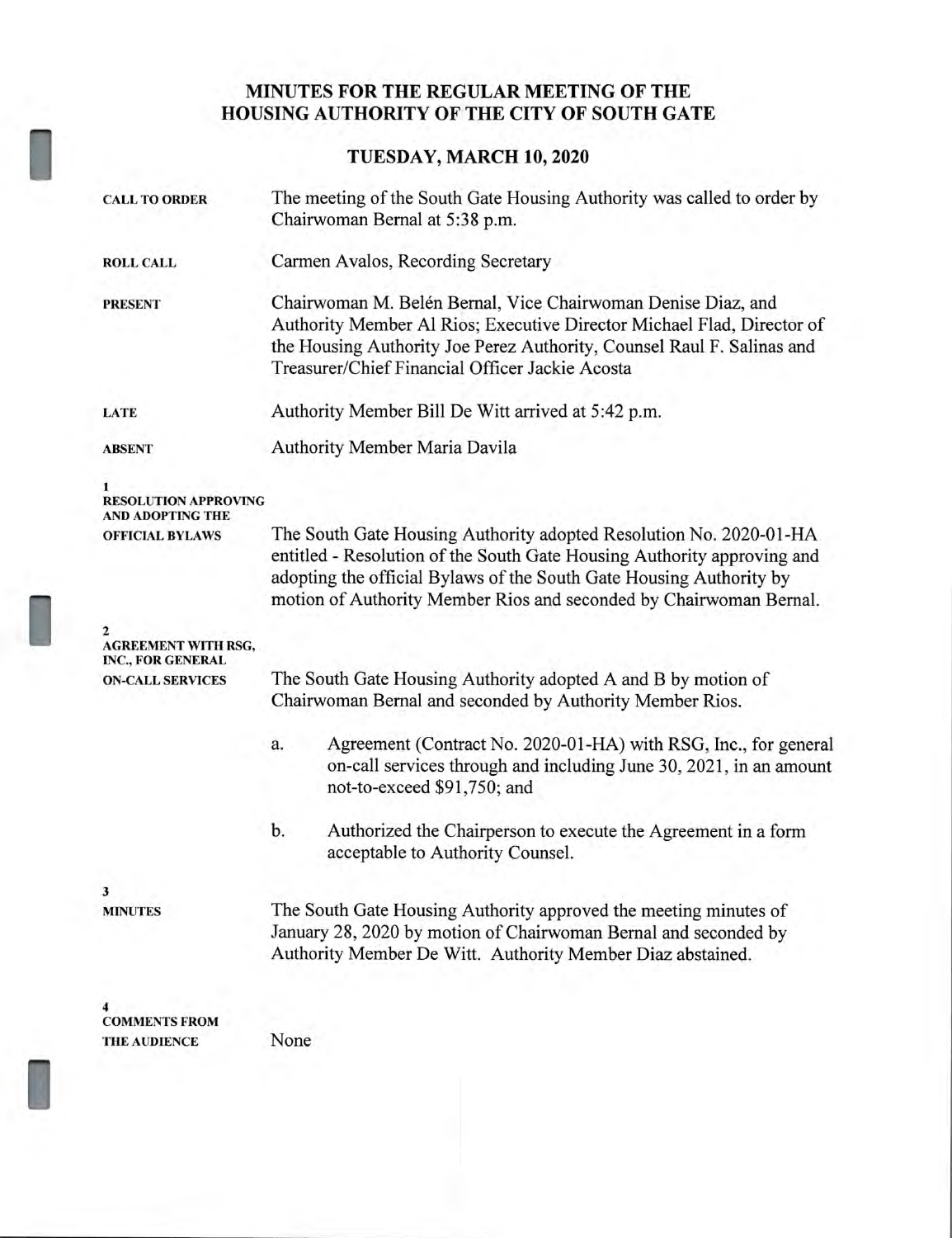# MINUTES FOR THE REGULAR MEETING OF THE HOUSING AUTHORITY OF THE CITY OF SOUTH GATE

## TUESDAY, MARCH 10, 2020

**CALL TO ORDER**

The meeting of the South Gate Housing Authority was called to order by Chairwoman Bernal at 5:38 p.m.

**ROLL CALL**

Carmen Avalos, Recording Secretary

**PRESENT**

Chairwoman M. Belén Bernal, Vice Chairwoman Denise Diaz, and Authority Member Al Rios; Executive Director Michael Flad, Director of the Housing Authority Joe Perez Authority, Counsel Raul F. Salinas and Treasurer/Chief Financial Officer Jackie Acosta

**LATE**

Authority Member Bill De Witt arrived at 5:42 p.m.

**ABSENT**

Authority Member Maria Davila

**1**
**RESOLUTION APPROVING AND ADOPTING THE OFFICIAL BYLAWS**

The South Gate Housing Authority adopted Resolution No. 2020-01-HA entitled - Resolution of the South Gate Housing Authority approving and adopting the official Bylaws of the South Gate Housing Authority by motion of Authority Member Rios and seconded by Chairwoman Bernal.

**2**
**AGREEMENT WITH RSG, INC., FOR GENERAL ON-CALL SERVICES**

The South Gate Housing Authority adopted A and B by motion of Chairwoman Bernal and seconded by Authority Member Rios.

a. Agreement (Contract No. 2020-01-HA) with RSG, Inc., for general on-call services through and including June 30, 2021, in an amount not-to-exceed $91,750; and

b. Authorized the Chairperson to execute the Agreement in a form acceptable to Authority Counsel.

**3**
**MINUTES**

The South Gate Housing Authority approved the meeting minutes of January 28, 2020 by motion of Chairwoman Bernal and seconded by Authority Member De Witt. Authority Member Diaz abstained.

**4**
**COMMENTS FROM THE AUDIENCE**

None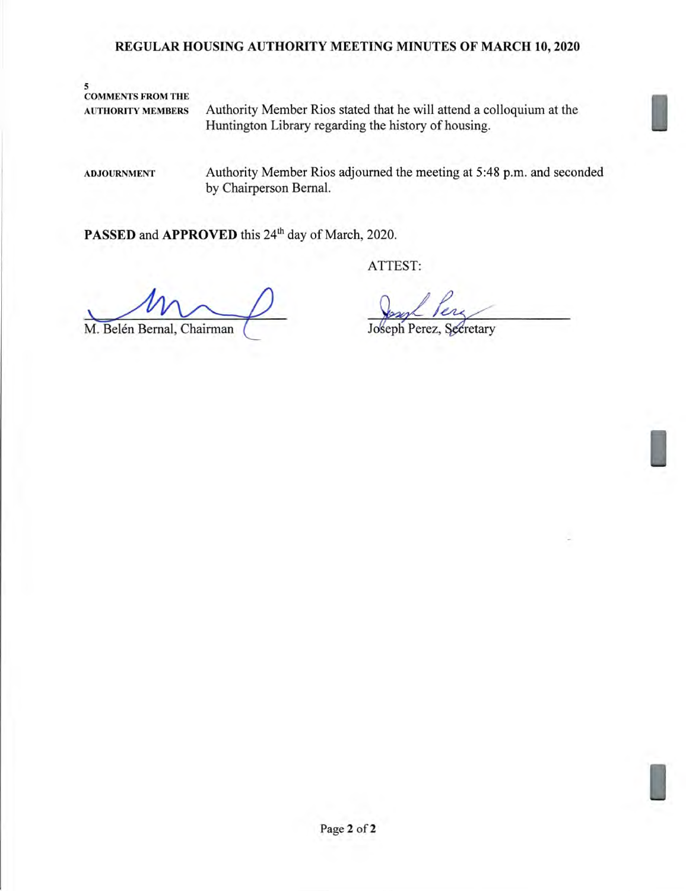**REGULAR HOUSING AUTHORITY MEETING MINUTES OF MARCH 10, 2020**

**5**
**COMMENTS FROM THE AUTHORITY MEMBERS**

Authority Member Rios stated that he will attend a colloquium at the Huntington Library regarding the history of housing.

**ADJOURNMENT**

Authority Member Rios adjourned the meeting at 5:48 p.m. and seconded by Chairperson Bernal.

**PASSED** and **APPROVED** this 24th day of March, 2020.

ATTEST:

M. Belén Bernal, Chairman

Joseph Perez, Secretary